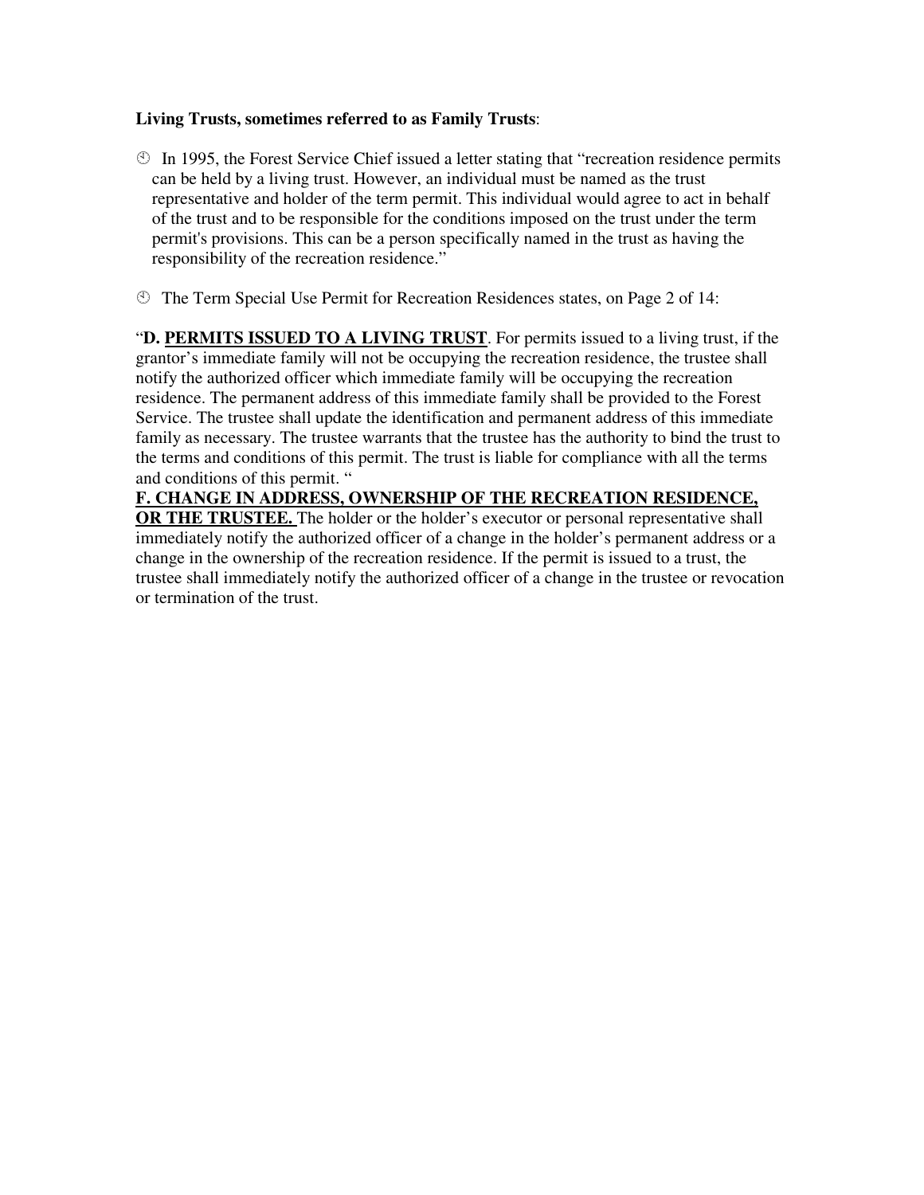**Living Trusts, sometimes referred to as Family Trusts**:

- In 1995, the Forest Service Chief issued a letter stating that "recreation residence permits can be held by a living trust. However, an individual must be named as the trust representative and holder of the term permit. This individual would agree to act in behalf of the trust and to be responsible for the conditions imposed on the trust under the term permit's provisions. This can be a person specifically named in the trust as having the responsibility of the recreation residence."

- The Term Special Use Permit for Recreation Residences states, on Page 2 of 14:

"**D. <u>PERMITS ISSUED TO A LIVING TRUST</u>**. For permits issued to a living trust, if the grantor's immediate family will not be occupying the recreation residence, the trustee shall notify the authorized officer which immediate family will be occupying the recreation residence. The permanent address of this immediate family shall be provided to the Forest Service. The trustee shall update the identification and permanent address of this immediate family as necessary. The trustee warrants that the trustee has the authority to bind the trust to the terms and conditions of this permit. The trust is liable for compliance with all the terms and conditions of this permit. "

**<u>F. CHANGE IN ADDRESS, OWNERSHIP OF THE RECREATION RESIDENCE, OR THE TRUSTEE.</u>** The holder or the holder's executor or personal representative shall immediately notify the authorized officer of a change in the holder's permanent address or a change in the ownership of the recreation residence. If the permit is issued to a trust, the trustee shall immediately notify the authorized officer of a change in the trustee or revocation or termination of the trust.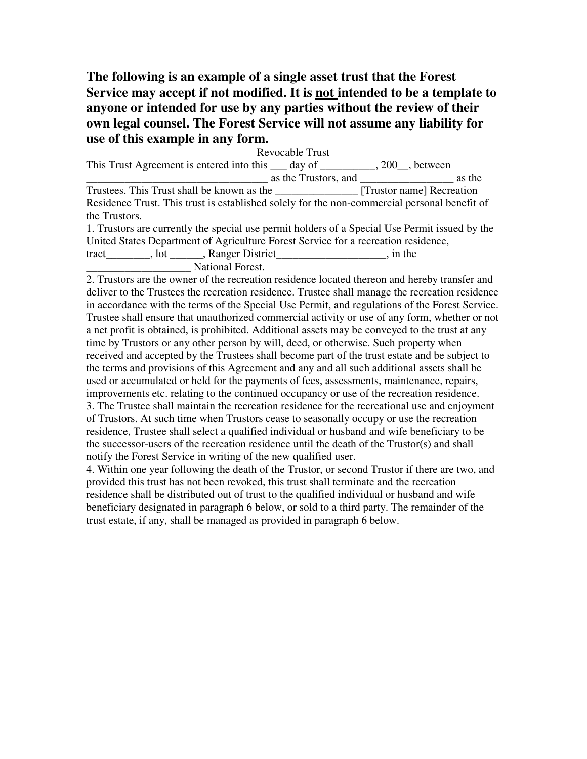**The following is an example of a single asset trust that the Forest Service may accept if not modified. It is <u>not</u> intended to be a template to anyone or intended for use by any parties without the review of their own legal counsel. The Forest Service will not assume any liability for use of this example in any form.**

Revocable Trust

This Trust Agreement is entered into this ___ day of __________, 200__, between _________________________________ as the Trustors, and _________________ as the Trustees. This Trust shall be known as the _______________ [Trustor name] Recreation Residence Trust. This trust is established solely for the non-commercial personal benefit of the Trustors.

1. Trustors are currently the special use permit holders of a Special Use Permit issued by the United States Department of Agriculture Forest Service for a recreation residence, tract________, lot ______, Ranger District____________________, in the ___________________ National Forest.

2. Trustors are the owner of the recreation residence located thereon and hereby transfer and deliver to the Trustees the recreation residence. Trustee shall manage the recreation residence in accordance with the terms of the Special Use Permit, and regulations of the Forest Service. Trustee shall ensure that unauthorized commercial activity or use of any form, whether or not a net profit is obtained, is prohibited. Additional assets may be conveyed to the trust at any time by Trustors or any other person by will, deed, or otherwise. Such property when received and accepted by the Trustees shall become part of the trust estate and be subject to the terms and provisions of this Agreement and any and all such additional assets shall be used or accumulated or held for the payments of fees, assessments, maintenance, repairs, improvements etc. relating to the continued occupancy or use of the recreation residence.

3. The Trustee shall maintain the recreation residence for the recreational use and enjoyment of Trustors. At such time when Trustors cease to seasonally occupy or use the recreation residence, Trustee shall select a qualified individual or husband and wife beneficiary to be the successor-users of the recreation residence until the death of the Trustor(s) and shall notify the Forest Service in writing of the new qualified user.

4. Within one year following the death of the Trustor, or second Trustor if there are two, and provided this trust has not been revoked, this trust shall terminate and the recreation residence shall be distributed out of trust to the qualified individual or husband and wife beneficiary designated in paragraph 6 below, or sold to a third party. The remainder of the trust estate, if any, shall be managed as provided in paragraph 6 below.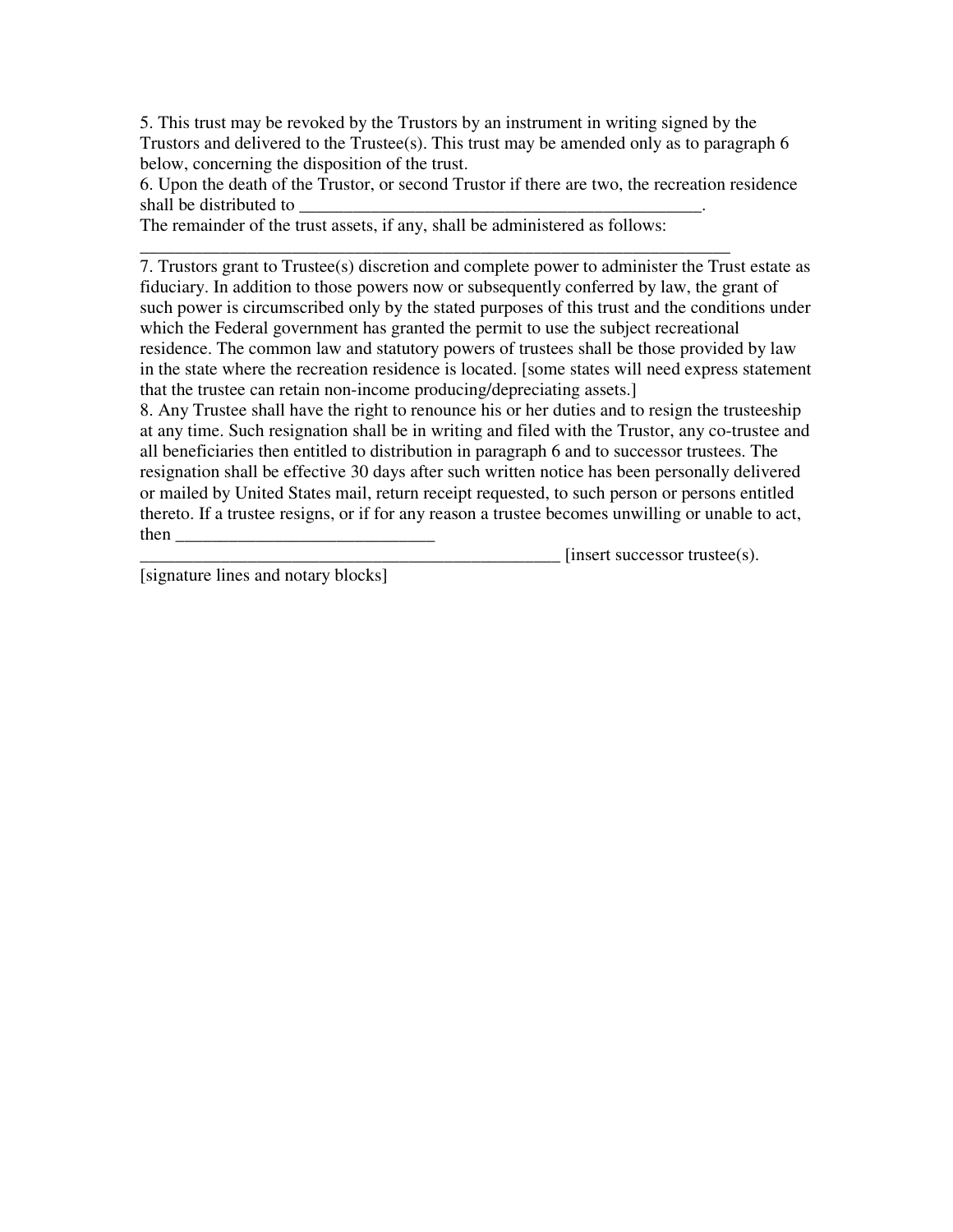5. This trust may be revoked by the Trustors by an instrument in writing signed by the Trustors and delivered to the Trustee(s). This trust may be amended only as to paragraph 6 below, concerning the disposition of the trust.

6. Upon the death of the Trustor, or second Trustor if there are two, the recreation residence shall be distributed to ______________________________________________.
The remainder of the trust assets, if any, shall be administered as follows:
_____________________________________________________________________

7. Trustors grant to Trustee(s) discretion and complete power to administer the Trust estate as fiduciary. In addition to those powers now or subsequently conferred by law, the grant of such power is circumscribed only by the stated purposes of this trust and the conditions under which the Federal government has granted the permit to use the subject recreational residence. The common law and statutory powers of trustees shall be those provided by law in the state where the recreation residence is located. [some states will need express statement that the trustee can retain non-income producing/depreciating assets.]

8. Any Trustee shall have the right to renounce his or her duties and to resign the trusteeship at any time. Such resignation shall be in writing and filed with the Trustor, any co-trustee and all beneficiaries then entitled to distribution in paragraph 6 and to successor trustees. The resignation shall be effective 30 days after such written notice has been personally delivered or mailed by United States mail, return receipt requested, to such person or persons entitled thereto. If a trustee resigns, or if for any reason a trustee becomes unwilling or unable to act, then ______________________________
________________________________________________ [insert successor trustee(s).

[signature lines and notary blocks]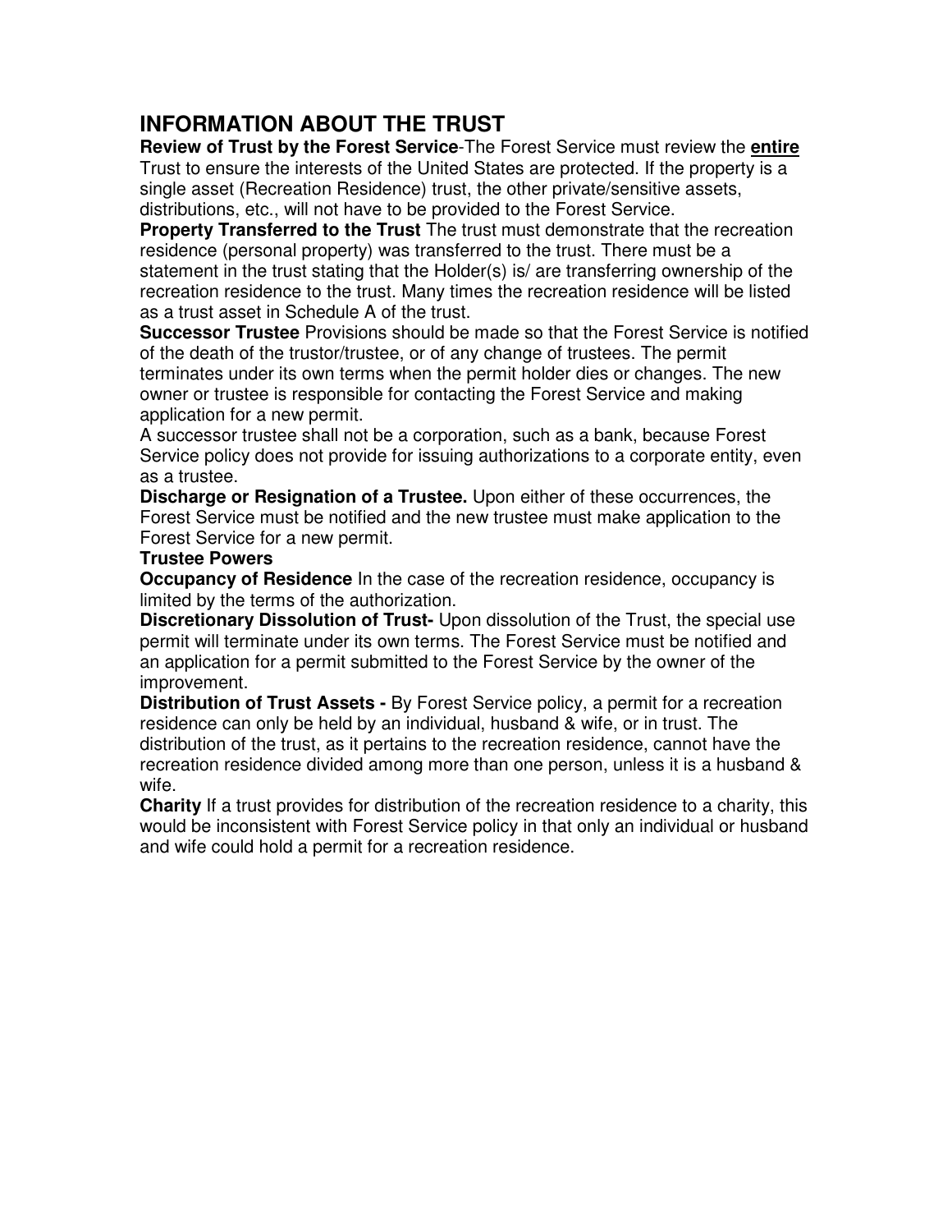## INFORMATION ABOUT THE TRUST

**Review of Trust by the Forest Service**-The Forest Service must review the **entire** Trust to ensure the interests of the United States are protected. If the property is a single asset (Recreation Residence) trust, the other private/sensitive assets, distributions, etc., will not have to be provided to the Forest Service.

**Property Transferred to the Trust** The trust must demonstrate that the recreation residence (personal property) was transferred to the trust. There must be a statement in the trust stating that the Holder(s) is/ are transferring ownership of the recreation residence to the trust. Many times the recreation residence will be listed as a trust asset in Schedule A of the trust.

**Successor Trustee** Provisions should be made so that the Forest Service is notified of the death of the trustor/trustee, or of any change of trustees. The permit terminates under its own terms when the permit holder dies or changes. The new owner or trustee is responsible for contacting the Forest Service and making application for a new permit.

A successor trustee shall not be a corporation, such as a bank, because Forest Service policy does not provide for issuing authorizations to a corporate entity, even as a trustee.

**Discharge or Resignation of a Trustee.** Upon either of these occurrences, the Forest Service must be notified and the new trustee must make application to the Forest Service for a new permit.

**Trustee Powers**

**Occupancy of Residence** In the case of the recreation residence, occupancy is limited by the terms of the authorization.

**Discretionary Dissolution of Trust-** Upon dissolution of the Trust, the special use permit will terminate under its own terms. The Forest Service must be notified and an application for a permit submitted to the Forest Service by the owner of the improvement.

**Distribution of Trust Assets -** By Forest Service policy, a permit for a recreation residence can only be held by an individual, husband & wife, or in trust. The distribution of the trust, as it pertains to the recreation residence, cannot have the recreation residence divided among more than one person, unless it is a husband & wife.

**Charity** If a trust provides for distribution of the recreation residence to a charity, this would be inconsistent with Forest Service policy in that only an individual or husband and wife could hold a permit for a recreation residence.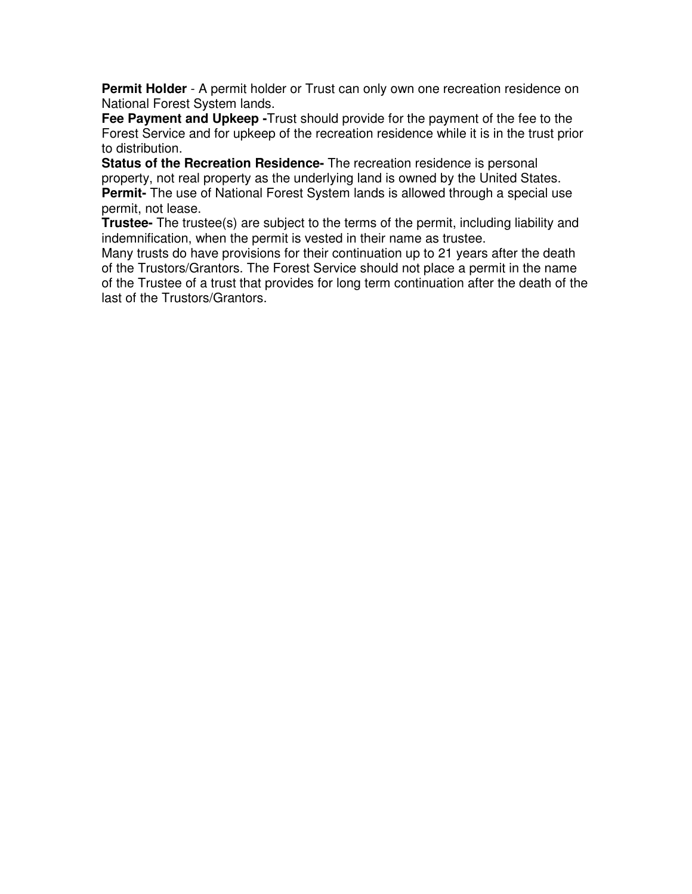**Permit Holder** - A permit holder or Trust can only own one recreation residence on National Forest System lands.

**Fee Payment and Upkeep -**Trust should provide for the payment of the fee to the Forest Service and for upkeep of the recreation residence while it is in the trust prior to distribution.

**Status of the Recreation Residence-** The recreation residence is personal property, not real property as the underlying land is owned by the United States.

**Permit-** The use of National Forest System lands is allowed through a special use permit, not lease.

**Trustee-** The trustee(s) are subject to the terms of the permit, including liability and indemnification, when the permit is vested in their name as trustee.

Many trusts do have provisions for their continuation up to 21 years after the death of the Trustors/Grantors. The Forest Service should not place a permit in the name of the Trustee of a trust that provides for long term continuation after the death of the last of the Trustors/Grantors.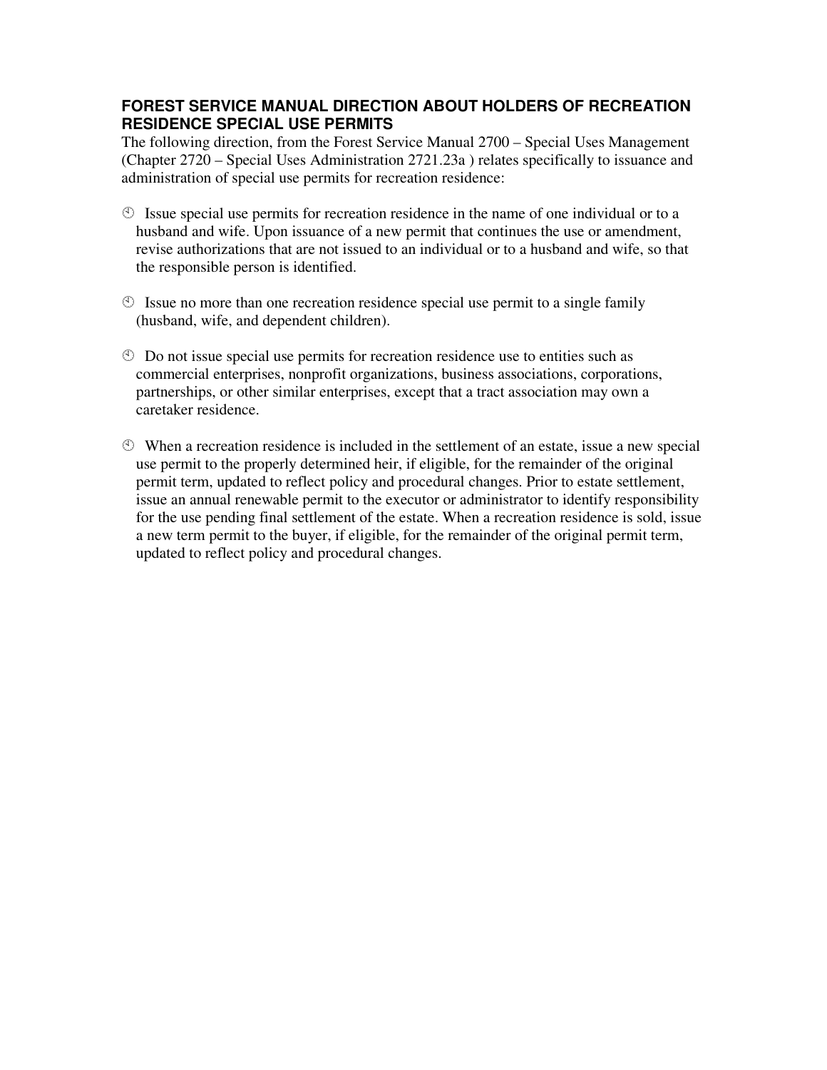## FOREST SERVICE MANUAL DIRECTION ABOUT HOLDERS OF RECREATION RESIDENCE SPECIAL USE PERMITS

The following direction, from the Forest Service Manual 2700 – Special Uses Management (Chapter 2720 – Special Uses Administration 2721.23a ) relates specifically to issuance and administration of special use permits for recreation residence:

- Issue special use permits for recreation residence in the name of one individual or to a husband and wife. Upon issuance of a new permit that continues the use or amendment, revise authorizations that are not issued to an individual or to a husband and wife, so that the responsible person is identified.

- Issue no more than one recreation residence special use permit to a single family (husband, wife, and dependent children).

- Do not issue special use permits for recreation residence use to entities such as commercial enterprises, nonprofit organizations, business associations, corporations, partnerships, or other similar enterprises, except that a tract association may own a caretaker residence.

- When a recreation residence is included in the settlement of an estate, issue a new special use permit to the properly determined heir, if eligible, for the remainder of the original permit term, updated to reflect policy and procedural changes. Prior to estate settlement, issue an annual renewable permit to the executor or administrator to identify responsibility for the use pending final settlement of the estate. When a recreation residence is sold, issue a new term permit to the buyer, if eligible, for the remainder of the original permit term, updated to reflect policy and procedural changes.